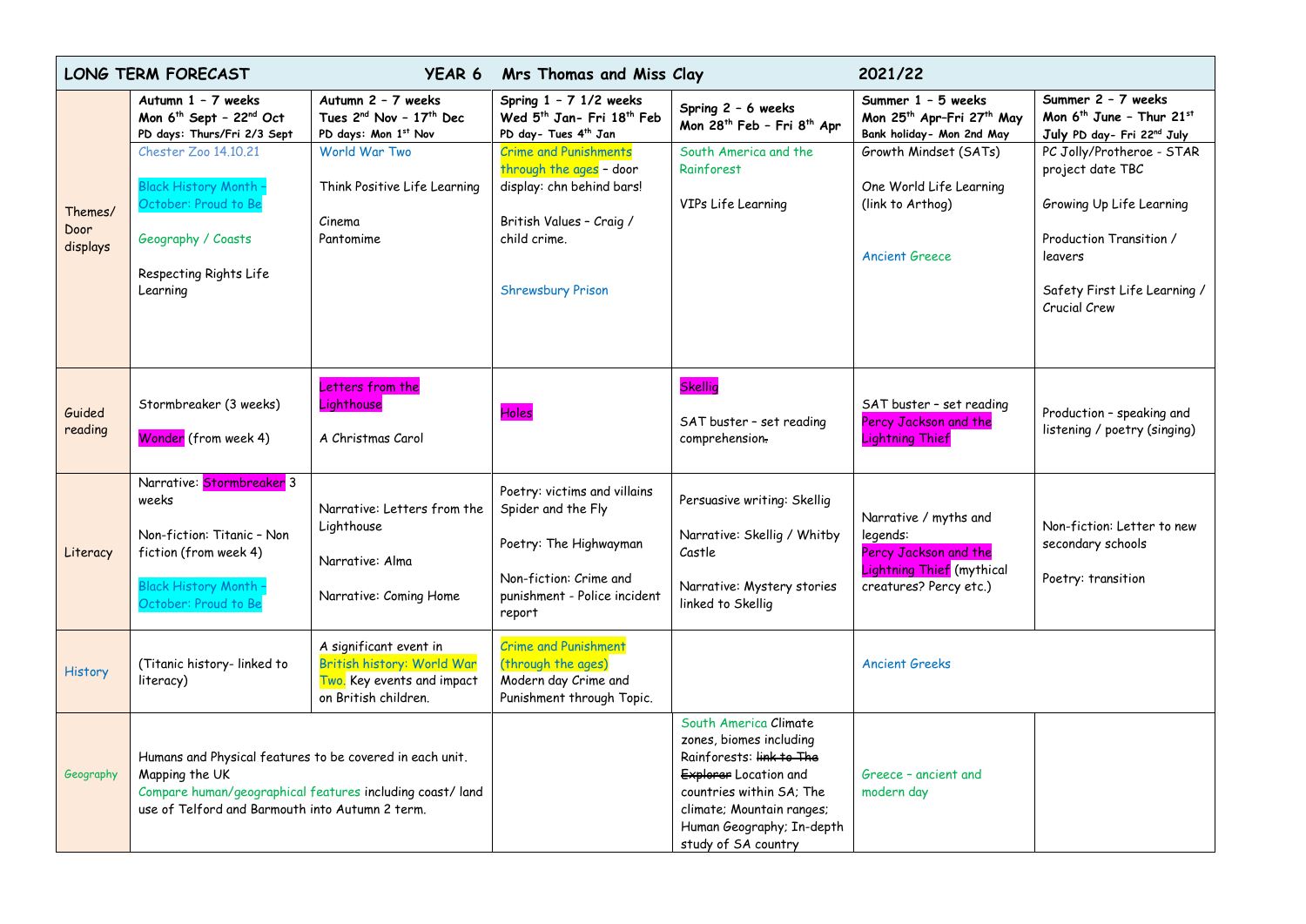| LONG TERM FORECAST YEAR 6 Mrs Thomas and Miss Clay 2021/22 | | | | | | |
|---|---|---|---|---|---|---|
| | **Autumn 1 – 7 weeks** **Mon 6th Sept – 22nd Oct** **PD days: Thurs/Fri 2/3 Sept** | **Autumn 2 – 7 weeks** **Tues 2nd Nov – 17th Dec** **PD days: Mon 1st Nov** | **Spring 1 – 7 1/2 weeks** **Wed 5th Jan- Fri 18th Feb** **PD day- Tues 4th Jan** | **Spring 2 – 6 weeks** **Mon 28th Feb – Fri 8th Apr** | **Summer 1 – 5 weeks** **Mon 25th Apr–Fri 27th May** **Bank holiday- Mon 2nd May** | **Summer 2 – 7 weeks** **Mon 6th June – Thur 21st July PD day- Fri 22nd July** |
| Themes/ Door displays | Chester Zoo 14.10.21<br><br>Black History Month – October: Proud to Be<br><br>Geography / Coasts<br><br>Respecting Rights Life Learning | World War Two<br><br>Think Positive Life Learning<br><br>Cinema<br>Pantomime | Crime and Punishments through the ages – door display: chn behind bars!<br><br>British Values – Craig / child crime.<br><br>Shrewsbury Prison | South America and the Rainforest<br><br>VIPs Life Learning | Growth Mindset (SATs)<br><br>One World Life Learning (link to Arthog)<br><br>Ancient Greece | PC Jolly/Protheroe - STAR project date TBC<br><br>Growing Up Life Learning<br><br>Production Transition / leavers<br><br>Safety First Life Learning / Crucial Crew |
| Guided reading | Stormbreaker (3 weeks)<br><br>Wonder (from week 4) | Letters from the Lighthouse<br><br>A Christmas Carol | Holes | Skellig<br><br>SAT buster – set reading comprehension. | SAT buster – set reading Percy Jackson and the Lightning Thief | Production – speaking and listening / poetry (singing) |
| Literacy | Narrative: Stormbreaker 3 weeks<br><br>Non-fiction: Titanic – Non fiction (from week 4)<br><br>Black History Month – October: Proud to Be | Narrative: Letters from the Lighthouse<br><br>Narrative: Alma<br><br>Narrative: Coming Home | Poetry: victims and villains Spider and the Fly<br><br>Poetry: The Highwayman<br><br>Non-fiction: Crime and punishment - Police incident report | Persuasive writing: Skellig<br><br>Narrative: Skellig / Whitby Castle<br><br>Narrative: Mystery stories linked to Skellig | Narrative / myths and legends:<br>Percy Jackson and the Lightning Thief (mythical creatures? Percy etc.) | Non-fiction: Letter to new secondary schools<br><br>Poetry: transition |
| History | (Titanic history- linked to literacy) | A significant event in British history: World War Two. Key events and impact on British children. | Crime and Punishment (through the ages)<br>Modern day Crime and Punishment through Topic. | | Ancient Greeks | |
| Geography | Humans and Physical features to be covered in each unit. Mapping the UK<br>Compare human/geographical features including coast/ land use of Telford and Barmouth into Autumn 2 term. | | | South America Climate zones, biomes including Rainforests: ~~link to The Explorer~~ Location and countries within SA; The climate; Mountain ranges; Human Geography; In-depth study of SA country | Greece – ancient and modern day | |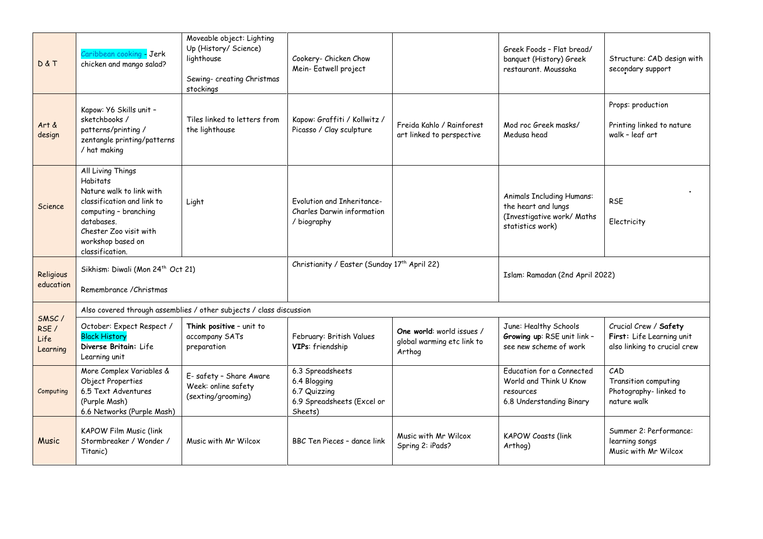| | | | | | | |
|---|---|---|---|---|---|---|
| D & T | Caribbean cooking - Jerk chicken and mango salad? | Moveable object: Lighting Up (History/ Science) lighthouse<br><br>Sewing- creating Christmas stockings | Cookery- Chicken Chow Mein- Eatwell project | | Greek Foods – Flat bread/ banquet (History) Greek restaurant. Moussaka | Structure: CAD design with secondary support |
| Art & design | Kapow: Y6 Skills unit – sketchbooks / patterns/printing / zentangle printing/patterns / hat making | Tiles linked to letters from the lighthouse | Kapow: Graffiti / Kollwitz / Picasso / Clay sculpture | Freida Kahlo / Rainforest art linked to perspective | Mod roc Greek masks/ Medusa head | Props: production<br><br>Printing linked to nature walk – leaf art |
| Science | All Living Things<br>Habitats<br>Nature walk to link with classification and link to computing – branching databases.<br>Chester Zoo visit with workshop based on classification. | Light | Evolution and Inheritance- Charles Darwin information / biography | | Animals Including Humans: the heart and lungs (Investigative work/ Maths statistics work) | RSE<br><br>Electricity |
| Religious education | Sikhism: Diwali (Mon 24th Oct 21)<br><br>Remembrance /Christmas | | Christianity / Easter (Sunday 17th April 22) | | Islam: Ramadan (2nd April 2022) | |
| SMSC / RSE / Life Learning | Also covered through assemblies / other subjects / class discussion | | | | | |
| | October: Expect Respect / Black History<br>**Diverse Britain:** Life Learning unit | **Think positive** – unit to accompany SATs preparation | February: British Values<br>**VIPs**: friendship | **One world**: world issues / global warming etc link to Arthog | June: Healthy Schools<br>**Growing up**: RSE unit link – see new scheme of work | Crucial Crew / **Safety First:** Life Learning unit also linking to crucial crew |
| Computing | More Complex Variables & Object Properties<br>6.5 Text Adventures (Purple Mash)<br>6.6 Networks (Purple Mash) | E- safety – Share Aware Week: online safety (sexting/grooming) | 6.3 Spreadsheets<br>6.4 Blogging<br>6.7 Quizzing<br>6.9 Spreadsheets (Excel or Sheets) | | Education for a Connected World and Think U Know resources<br>6.8 Understanding Binary | CAD<br>Transition computing<br>Photography- linked to nature walk |
| Music | KAPOW Film Music (link Stormbreaker / Wonder / Titanic) | Music with Mr Wilcox | BBC Ten Pieces – dance link | Music with Mr Wilcox<br>Spring 2: iPads? | KAPOW Coasts (link Arthog) | Summer 2: Performance: learning songs<br>Music with Mr Wilcox |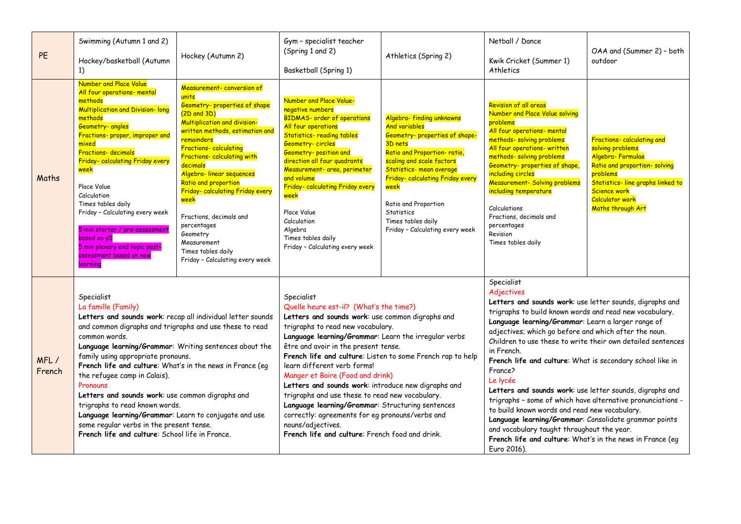| | | | | | | |
|---|---|---|---|---|---|---|
| PE | Swimming (Autumn 1 and 2)<br><br>Hockey/basketball (Autumn 1) | Hockey (Autumn 2) | Gym – specialist teacher (Spring 1 and 2)<br><br>Basketball (Spring 1) | Athletics (Spring 2) | Netball / Dance<br><br>Kwik Cricket (Summer 1)<br>Athletics | OAA and (Summer 2) – both outdoor |
| Maths | Number and Place Value<br>All four operations- mental methods<br>Multiplication and Division- long methods<br>Geometry- angles<br>Fractions- proper, improper and mixed<br>Fractions- decimals<br>Friday- calculating Friday every week<br><br>Place Value<br>Calculation<br>Times tables daily<br>Friday – Calculating every week<br><br>5 min starter / pre-assessment based on y5<br>5 min plenary end topic post-assessment based on new learning | Measurement- conversion of units<br>Geometry- properties of shape (2D and 3D)<br>Multiplication and division- written methods, estimation and remainders<br>Fractions- calculating<br>Fractions- calculating with decimals<br>Algebra- linear sequences<br>Ratio and proportion<br>Friday- calculating Friday every week<br><br>Fractions, decimals and percentages<br>Geometry<br>Measurement<br>Times tables daily<br>Friday – Calculating every week | Number and Place Value- negative numbers<br>BIDMAS- order of operations<br>All four operations<br>Statistics- reading tables<br>Geometry- circles<br>Geometry- position and direction all four quadrants<br>Measurement- area, perimeter and volume<br>Friday- calculating Friday every week<br><br>Place Value<br>Calculation<br>Algebra<br>Times tables daily<br>Friday – Calculating every week | Algebra- finding unknowns And variables<br>Geometry- properties of shape- 3D nets<br>Ratio and Proportion- ratio, scaling and scale factors<br>Statistics- mean average<br>Friday- calculating Friday every week<br><br>Ratio and Proportion<br>Statistics<br>Times tables daily<br>Friday – Calculating every week | Revision of all areas<br>Number and Place Value solving problems<br>All four operations- mental methods- solving problems<br>All four operations- written methods- solving problems<br>Geometry- properties of shape, including circles<br>Measurement- Solving problems including temperature<br><br>Calculations<br>Fractions, decimals and percentages<br>Revision<br>Times tables daily | Fractions- calculating and solving problems<br>Algebra- Formulae<br>Ratio and proportion- solving problems<br>Statistics- line graphs linked to Science work<br>Calculator work<br>Maths through Art |
| MFL / French | Specialist<br>La famille (Family)<br>**Letters and sounds work**: recap all individual letter sounds and common digraphs and trigraphs and use these to read common words.<br>**Language learning/Grammar**: Writing sentences about the family using appropriate pronouns.<br>**French life and culture**: What's in the news in France (eg the refugee camp in Calais).<br>Pronouns<br>**Letters and sounds work**: use common digraphs and trigraphs to read known words.<br>**Language learning/Grammar**: Learn to conjugate and use some regular verbs in the present tense.<br>**French life and culture**: School life in France. | | Specialist<br>Quelle heure est-il? (What's the time?)<br>**Letters and sounds work**: use common digraphs and trigraphs to read new vocabulary.<br>**Language learning/Grammar**: Learn the irregular verbs être and avoir in the present tense.<br>**French life and culture**: Listen to some French rap to help learn different verb forms!<br>Manger et Boire (Food and drink)<br>**Letters and sounds work**: introduce new digraphs and trigraphs and use these to read new vocabulary.<br>**Language learning/Grammar**: Structuring sentences correctly: agreements for eg pronouns/verbs and nouns/adjectives.<br>**French life and culture**: French food and drink. | | Specialist<br>Adjectives<br>**Letters and sounds work**: use letter sounds, digraphs and trigraphs to build known words and read new vocabulary.<br>**Language learning/Grammar**: Learn a larger range of adjectives; which go before and which after the noun. Children to use these to write their own detailed sentences in French.<br>**French life and culture**: What is secondary school like in France?<br>Le lycée<br>**Letters and sounds work**: use letter sounds, digraphs and trigraphs – some of which have alternative pronunciations - to build known words and read new vocabulary.<br>**Language learning/Grammar**: Consolidate grammar points and vocabulary taught throughout the year.<br>**French life and culture**: What's in the news in France (eg Euro 2016). | |